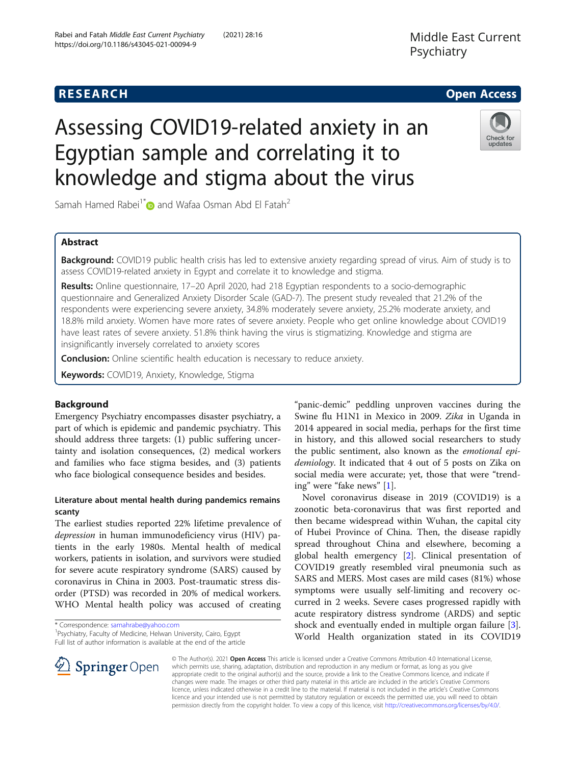# Assessing COVID19-related anxiety in an Egyptian sample and correlating it to knowledge and stigma about the virus

Samah Hamed Rabei[1*] and Wafaa Osman Abd El Fatah[2]

## Abstract

**Background:** COVID19 public health crisis has led to extensive anxiety regarding spread of virus. Aim of study is to assess COVID19-related anxiety in Egypt and correlate it to knowledge and stigma.

**Results:** Online questionnaire, 17–20 April 2020, had 218 Egyptian respondents to a socio-demographic questionnaire and Generalized Anxiety Disorder Scale (GAD-7). The present study revealed that 21.2% of the respondents were experiencing severe anxiety, 34.8% moderately severe anxiety, 25.2% moderate anxiety, and 18.8% mild anxiety. Women have more rates of severe anxiety. People who get online knowledge about COVID19 have least rates of severe anxiety. 51.8% think having the virus is stigmatizing. Knowledge and stigma are insignificantly inversely correlated to anxiety scores

**Conclusion:** Online scientific health education is necessary to reduce anxiety.

**Keywords:** COVID19, Anxiety, Knowledge, Stigma

## Background

Emergency Psychiatry encompasses disaster psychiatry, a part of which is epidemic and pandemic psychiatry. This should address three targets: (1) public suffering uncertainty and isolation consequences, (2) medical workers and families who face stigma besides, and (3) patients who face biological consequence besides and besides.

### Literature about mental health during pandemics remains scanty

The earliest studies reported 22% lifetime prevalence of *depression* in human immunodeficiency virus (HIV) patients in the early 1980s. Mental health of medical workers, patients in isolation, and survivors were studied for severe acute respiratory syndrome (SARS) caused by coronavirus in China in 2003. Post-traumatic stress disorder (PTSD) was recorded in 20% of medical workers. WHO Mental health policy was accused of creating "panic-demic" peddling unproven vaccines during the Swine flu H1N1 in Mexico in 2009. *Zika* in Uganda in 2014 appeared in social media, perhaps for the first time in history, and this allowed social researchers to study the public sentiment, also known as the *emotional epidemiology*. It indicated that 4 out of 5 posts on Zika on social media were accurate; yet, those that were "trending" were "fake news" [1].

Novel coronavirus disease in 2019 (COVID19) is a zoonotic beta-coronavirus that was first reported and then became widespread within Wuhan, the capital city of Hubei Province of China. Then, the disease rapidly spread throughout China and elsewhere, becoming a global health emergency [2]. Clinical presentation of COVID19 greatly resembled viral pneumonia such as SARS and MERS. Most cases are mild cases (81%) whose symptoms were usually self-limiting and recovery occurred in 2 weeks. Severe cases progressed rapidly with acute respiratory distress syndrome (ARDS) and septic shock and eventually ended in multiple organ failure [3]. World Health organization stated in its COVID19

\* Correspondence: samahrabe@yahoo.com
[1]Psychiatry, Faculty of Medicine, Helwan University, Cairo, Egypt
Full list of author information is available at the end of the article

© The Author(s). 2021 **Open Access** This article is licensed under a Creative Commons Attribution 4.0 International License, which permits use, sharing, adaptation, distribution and reproduction in any medium or format, as long as you give appropriate credit to the original author(s) and the source, provide a link to the Creative Commons licence, and indicate if changes were made. The images or other third party material in this article are included in the article's Creative Commons licence, unless indicated otherwise in a credit line to the material. If material is not included in the article's Creative Commons licence and your intended use is not permitted by statutory regulation or exceeds the permitted use, you will need to obtain permission directly from the copyright holder. To view a copy of this licence, visit http://creativecommons.org/licenses/by/4.0/.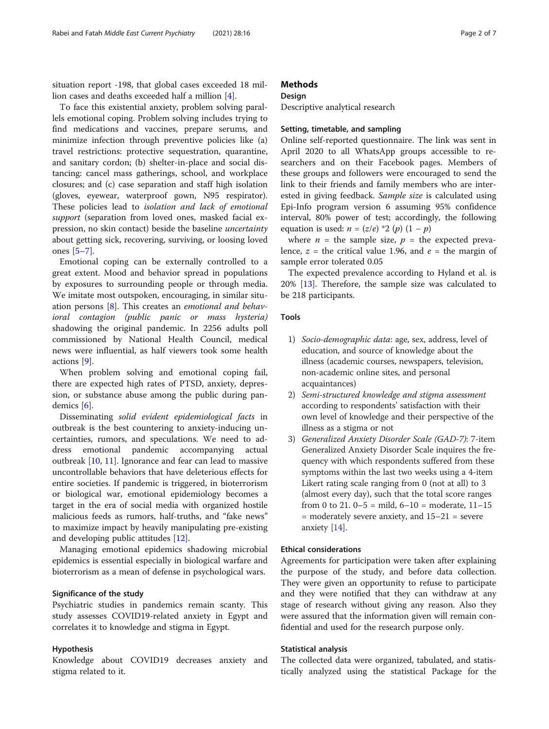situation report -198, that global cases exceeded 18 million cases and deaths exceeded half a million [4].

To face this existential anxiety, problem solving parallels emotional coping. Problem solving includes trying to find medications and vaccines, prepare serums, and minimize infection through preventive policies like (a) travel restrictions: protective sequestration, quarantine, and sanitary cordon; (b) shelter-in-place and social distancing: cancel mass gatherings, school, and workplace closures; and (c) case separation and staff high isolation (gloves, eyewear, waterproof gown, N95 respirator). These policies lead to *isolation and lack of emotional support* (separation from loved ones, masked facial expression, no skin contact) beside the baseline *uncertainty* about getting sick, recovering, surviving, or loosing loved ones [5–7].

Emotional coping can be externally controlled to a great extent. Mood and behavior spread in populations by exposures to surrounding people or through media. We imitate most outspoken, encouraging, in similar situation persons [8]. This creates an *emotional and behavioral contagion (public panic or mass hysteria)* shadowing the original pandemic. In 2256 adults poll commissioned by National Health Council, medical news were influential, as half viewers took some health actions [9].

When problem solving and emotional coping fail, there are expected high rates of PTSD, anxiety, depression, or substance abuse among the public during pandemics [6].

Disseminating *solid evident epidemiological facts* in outbreak is the best countering to anxiety-inducing uncertainties, rumors, and speculations. We need to address emotional pandemic accompanying actual outbreak [10, 11]. Ignorance and fear can lead to massive uncontrollable behaviors that have deleterious effects for entire societies. If pandemic is triggered, in bioterrorism or biological war, emotional epidemiology becomes a target in the era of social media with organized hostile malicious feeds as rumors, half-truths, and "fake news" to maximize impact by heavily manipulating pre-existing and developing public attitudes [12].

Managing emotional epidemics shadowing microbial epidemics is essential especially in biological warfare and bioterrorism as a mean of defense in psychological wars.

### Significance of the study

Psychiatric studies in pandemics remain scanty. This study assesses COVID19-related anxiety in Egypt and correlates it to knowledge and stigma in Egypt.

### Hypothesis

Knowledge about COVID19 decreases anxiety and stigma related to it.

## Methods

### Design

Descriptive analytical research

### Setting, timetable, and sampling

Online self-reported questionnaire. The link was sent in April 2020 to all WhatsApp groups accessible to researchers and on their Facebook pages. Members of these groups and followers were encouraged to send the link to their friends and family members who are interested in giving feedback. *Sample size* is calculated using Epi-Info program version 6 assuming 95% confidence interval, 80% power of test; accordingly, the following equation is used: $n = (z/e) * 2\ (p)\ (1 - p)$

where $n$ = the sample size, $p$ = the expected prevalence, $z$ = the critical value 1.96, and $e$ = the margin of sample error tolerated 0.05

The expected prevalence according to Hyland et al. is 20% [13]. Therefore, the sample size was calculated to be 218 participants.

### Tools

1) *Socio-demographic data*: age, sex, address, level of education, and source of knowledge about the illness (academic courses, newspapers, television, non-academic online sites, and personal acquaintances)
2) *Semi-structured knowledge and stigma assessment* according to respondents' satisfaction with their own level of knowledge and their perspective of the illness as a stigma or not
3) *Generalized Anxiety Disorder Scale (GAD-7)*: 7-item Generalized Anxiety Disorder Scale inquires the frequency with which respondents suffered from these symptoms within the last two weeks using a 4-item Likert rating scale ranging from 0 (not at all) to 3 (almost every day), such that the total score ranges from 0 to 21. 0–5 = mild, 6–10 = moderate, 11–15 = moderately severe anxiety, and 15–21 = severe anxiety [14].

### Ethical considerations

Agreements for participation were taken after explaining the purpose of the study, and before data collection. They were given an opportunity to refuse to participate and they were notified that they can withdraw at any stage of research without giving any reason. Also they were assured that the information given will remain confidential and used for the research purpose only.

### Statistical analysis

The collected data were organized, tabulated, and statistically analyzed using the statistical Package for the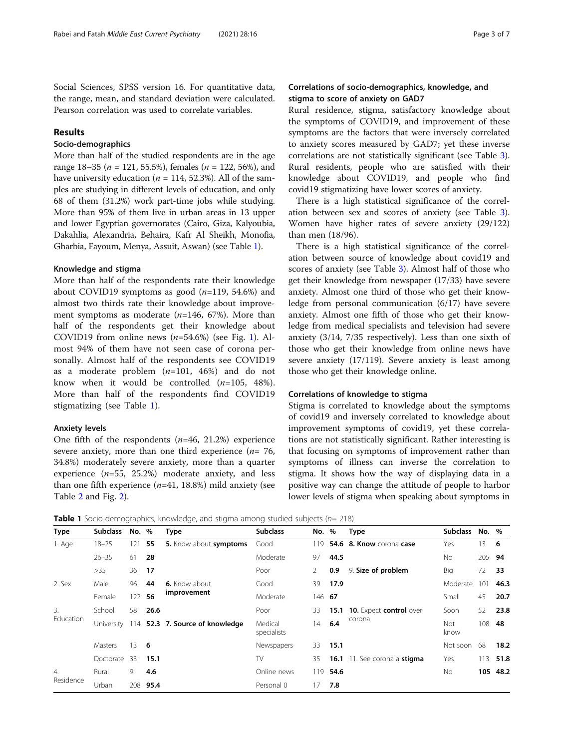Social Sciences, SPSS version 16. For quantitative data, the range, mean, and standard deviation were calculated. Pearson correlation was used to correlate variables.

## Results

### Socio-demographics

More than half of the studied respondents are in the age range 18–35 ($n$ = 121, 55.5%), females ($n$ = 122, 56%), and have university education ($n$ = 114, 52.3%). All of the samples are studying in different levels of education, and only 68 of them (31.2%) work part-time jobs while studying. More than 95% of them live in urban areas in 13 upper and lower Egyptian governorates (Cairo, Giza, Kalyoubia, Dakahlia, Alexandria, Behaira, Kafr Al Sheikh, Monofia, Gharbia, Fayoum, Menya, Assuit, Aswan) (see Table 1).

### Knowledge and stigma

More than half of the respondents rate their knowledge about COVID19 symptoms as good ($n$=119, 54.6%) and almost two thirds rate their knowledge about improvement symptoms as moderate ($n$=146, 67%). More than half of the respondents get their knowledge about COVID19 from online news ($n$=54.6%) (see Fig. 1). Almost 94% of them have not seen case of corona personally. Almost half of the respondents see COVID19 as a moderate problem ($n$=101, 46%) and do not know when it would be controlled ($n$=105, 48%). More than half of the respondents find COVID19 stigmatizing (see Table 1).

### Anxiety levels

One fifth of the respondents ($n$=46, 21.2%) experience severe anxiety, more than one third experience ($n$= 76, 34.8%) moderately severe anxiety, more than a quarter experience ($n$=55, 25.2%) moderate anxiety, and less than one fifth experience ($n$=41, 18.8%) mild anxiety (see Table 2 and Fig. 2).

### Correlations of socio-demographics, knowledge, and stigma to score of anxiety on GAD7

Rural residence, stigma, satisfactory knowledge about the symptoms of COVID19, and improvement of these symptoms are the factors that were inversely correlated to anxiety scores measured by GAD7; yet these inverse correlations are not statistically significant (see Table 3). Rural residents, people who are satisfied with their knowledge about COVID19, and people who find covid19 stigmatizing have lower scores of anxiety.

There is a high statistical significance of the correlation between sex and scores of anxiety (see Table 3). Women have higher rates of severe anxiety (29/122) than men (18/96).

There is a high statistical significance of the correlation between source of knowledge about covid19 and scores of anxiety (see Table 3). Almost half of those who get their knowledge from newspaper (17/33) have severe anxiety. Almost one third of those who get their knowledge from personal communication (6/17) have severe anxiety. Almost one fifth of those who get their knowledge from medical specialists and television had severe anxiety (3/14, 7/35 respectively). Less than one sixth of those who get their knowledge from online news have severe anxiety (17/119). Severe anxiety is least among those who get their knowledge online.

### Correlations of knowledge to stigma

Stigma is correlated to knowledge about the symptoms of covid19 and inversely correlated to knowledge about improvement symptoms of covid19, yet these correlations are not statistically significant. Rather interesting is that focusing on symptoms of improvement rather than symptoms of illness can inverse the correlation to stigma. It shows how the way of displaying data in a positive way can change the attitude of people to harbor lower levels of stigma when speaking about symptoms in

**Table 1** Socio-demographics, knowledge, and stigma among studied subjects ($n$= 218)

| Type | Subclass | No. | % | Type | Subclass | No. | % | Type | Subclass | No. | % |
|---|---|---|---|---|---|---|---|---|---|---|---|
| 1. Age | 18–25 | 121 | **55** | **5.** Know about **symptoms** | Good | 119 | **54.6** | **8. Know** corona **case** | Yes | 13 | **6** |
| | 26–35 | 61 | **28** | | Moderate | 97 | **44.5** | | No | 205 | **94** |
| | >35 | 36 | **17** | | Poor | 2 | **0.9** | 9. **Size of problem** | Big | 72 | **33** |
| 2. Sex | Male | 96 | **44** | **6.** Know about **improvement** | Good | 39 | **17.9** | | Moderate | 101 | **46.3** |
| | Female | 122 | **56** | | Moderate | 146 | **67** | | Small | 45 | **20.7** |
| 3. Education | School | 58 | **26.6** | | Poor | 33 | **15.1** | **10.** Expect **control** over corona | Soon | 52 | **23.8** |
| | University | 114 | **52.3** | **7. Source of knowledge** | Medical specialists | 14 | **6.4** | | Not know | 108 | **48** |
| | Masters | 13 | **6** | | Newspapers | 33 | **15.1** | | Not soon | 68 | **18.2** |
| | Doctorate | 33 | **15.1** | | TV | 35 | **16.1** | 11. See corona a **stigma** | Yes | 113 | **51.8** |
| 4. Residence | Rural | 9 | **4.6** | | Online news | 119 | **54.6** | | No | **105** | **48.2** |
| | Urban | 208 | **95.4** | | Personal 0 | 17 | **7.8** | | | | |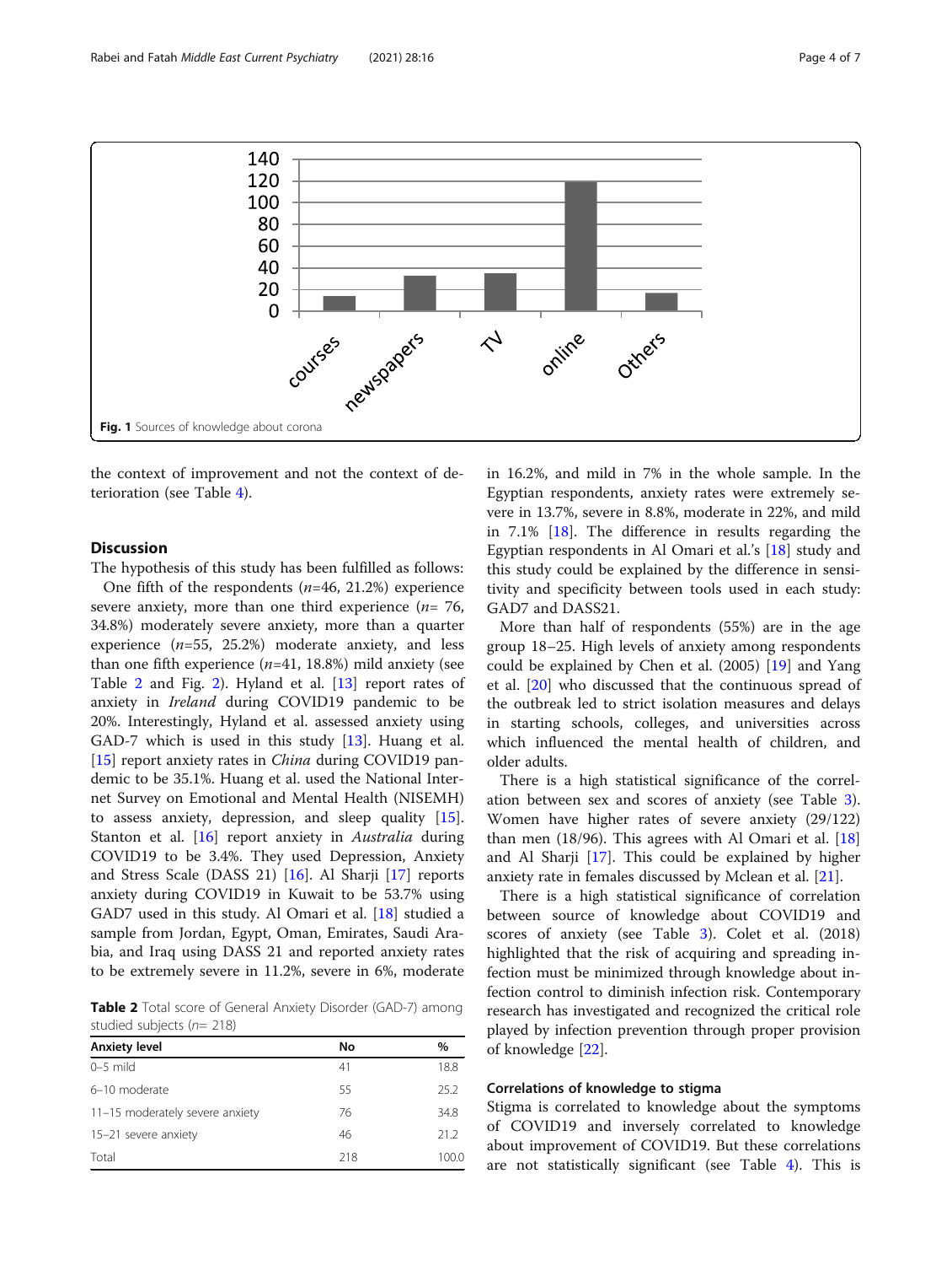Fig. 1 Sources of knowledge about corona

the context of improvement and not the context of deterioration (see Table 4).

## Discussion

The hypothesis of this study has been fulfilled as follows:

One fifth of the respondents (*n*=46, 21.2%) experience severe anxiety, more than one third experience (*n*= 76, 34.8%) moderately severe anxiety, more than a quarter experience (*n*=55, 25.2%) moderate anxiety, and less than one fifth experience (*n*=41, 18.8%) mild anxiety (see Table 2 and Fig. 2). Hyland et al. [13] report rates of anxiety in *Ireland* during COVID19 pandemic to be 20%. Interestingly, Hyland et al. assessed anxiety using GAD-7 which is used in this study [13]. Huang et al. [15] report anxiety rates in *China* during COVID19 pandemic to be 35.1%. Huang et al. used the National Internet Survey on Emotional and Mental Health (NISEMH) to assess anxiety, depression, and sleep quality [15]. Stanton et al. [16] report anxiety in *Australia* during COVID19 to be 3.4%. They used Depression, Anxiety and Stress Scale (DASS 21) [16]. Al Sharji [17] reports anxiety during COVID19 in Kuwait to be 53.7% using GAD7 used in this study. Al Omari et al. [18] studied a sample from Jordan, Egypt, Oman, Emirates, Saudi Arabia, and Iraq using DASS 21 and reported anxiety rates to be extremely severe in 11.2%, severe in 6%, moderate in 16.2%, and mild in 7% in the whole sample. In the Egyptian respondents, anxiety rates were extremely severe in 13.7%, severe in 8.8%, moderate in 22%, and mild in 7.1% [18]. The difference in results regarding the Egyptian respondents in Al Omari et al.'s [18] study and this study could be explained by the difference in sensitivity and specificity between tools used in each study: GAD7 and DASS21.

Table 2 Total score of General Anxiety Disorder (GAD-7) among studied subjects (*n*= 218)

| Anxiety level | No | % |
|---|---|---|
| 0–5 mild | 41 | 18.8 |
| 6–10 moderate | 55 | 25.2 |
| 11–15 moderately severe anxiety | 76 | 34.8 |
| 15–21 severe anxiety | 46 | 21.2 |
| Total | 218 | 100.0 |

More than half of respondents (55%) are in the age group 18–25. High levels of anxiety among respondents could be explained by Chen et al. (2005) [19] and Yang et al. [20] who discussed that the continuous spread of the outbreak led to strict isolation measures and delays in starting schools, colleges, and universities across which influenced the mental health of children, and older adults.

There is a high statistical significance of the correlation between sex and scores of anxiety (see Table 3). Women have higher rates of severe anxiety (29/122) than men (18/96). This agrees with Al Omari et al. [18] and Al Sharji [17]. This could be explained by higher anxiety rate in females discussed by Mclean et al. [21].

There is a high statistical significance of correlation between source of knowledge about COVID19 and scores of anxiety (see Table 3). Colet et al. (2018) highlighted that the risk of acquiring and spreading infection must be minimized through knowledge about infection control to diminish infection risk. Contemporary research has investigated and recognized the critical role played by infection prevention through proper provision of knowledge [22].

### Correlations of knowledge to stigma

Stigma is correlated to knowledge about the symptoms of COVID19 and inversely correlated to knowledge about improvement of COVID19. But these correlations are not statistically significant (see Table 4). This is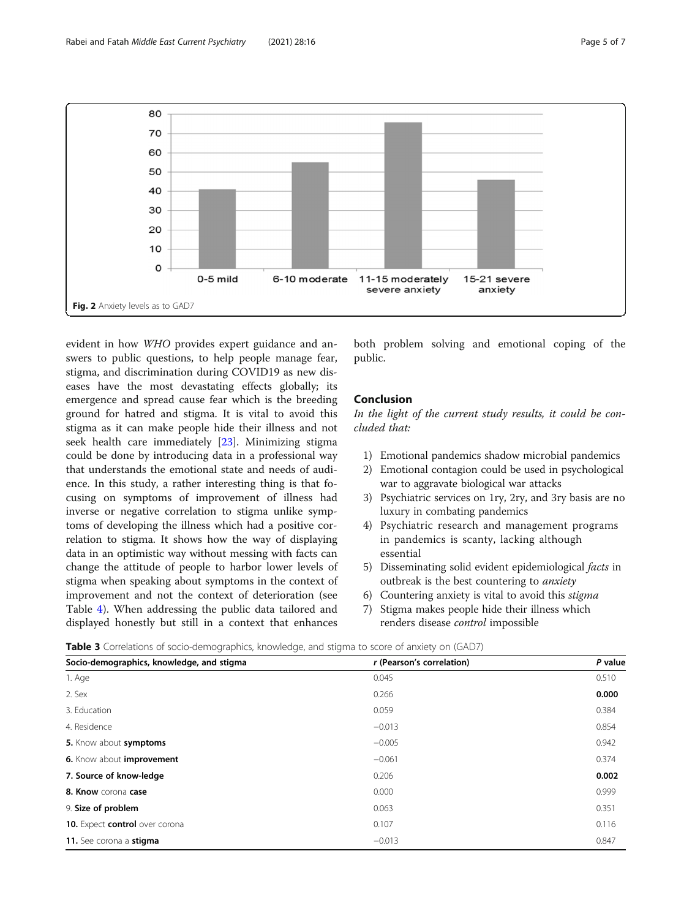Fig. 2 Anxiety levels as to GAD7

evident in how *WHO* provides expert guidance and answers to public questions, to help people manage fear, stigma, and discrimination during COVID19 as new diseases have the most devastating effects globally; its emergence and spread cause fear which is the breeding ground for hatred and stigma. It is vital to avoid this stigma as it can make people hide their illness and not seek health care immediately [23]. Minimizing stigma could be done by introducing data in a professional way that understands the emotional state and needs of audience. In this study, a rather interesting thing is that focusing on symptoms of improvement of illness had inverse or negative correlation to stigma unlike symptoms of developing the illness which had a positive correlation to stigma. It shows how the way of displaying data in an optimistic way without messing with facts can change the attitude of people to harbor lower levels of stigma when speaking about symptoms in the context of improvement and not the context of deterioration (see Table 4). When addressing the public data tailored and displayed honestly but still in a context that enhances both problem solving and emotional coping of the public.

## Conclusion

*In the light of the current study results, it could be concluded that:*

1) Emotional pandemics shadow microbial pandemics
2) Emotional contagion could be used in psychological war to aggravate biological war attacks
3) Psychiatric services on 1ry, 2ry, and 3ry basis are no luxury in combating pandemics
4) Psychiatric research and management programs in pandemics is scanty, lacking although essential
5) Disseminating solid evident epidemiological *facts* in outbreak is the best countering to *anxiety*
6) Countering anxiety is vital to avoid this *stigma*
7) Stigma makes people hide their illness which renders disease *control* impossible

**Table 3** Correlations of socio-demographics, knowledge, and stigma to score of anxiety on (GAD7)

| Socio-demographics, knowledge, and stigma | r (Pearson's correlation) | P value |
|---|---|---|
| 1. Age | 0.045 | 0.510 |
| 2. Sex | 0.266 | **0.000** |
| 3. Education | 0.059 | 0.384 |
| 4. Residence | −0.013 | 0.854 |
| **5.** Know about **symptoms** | −0.005 | 0.942 |
| **6.** Know about **improvement** | −0.061 | 0.374 |
| **7. Source of know-ledge** | 0.206 | **0.002** |
| **8. Know** corona **case** | 0.000 | 0.999 |
| 9. **Size of problem** | 0.063 | 0.351 |
| **10.** Expect **control** over corona | 0.107 | 0.116 |
| **11.** See corona a **stigma** | −0.013 | 0.847 |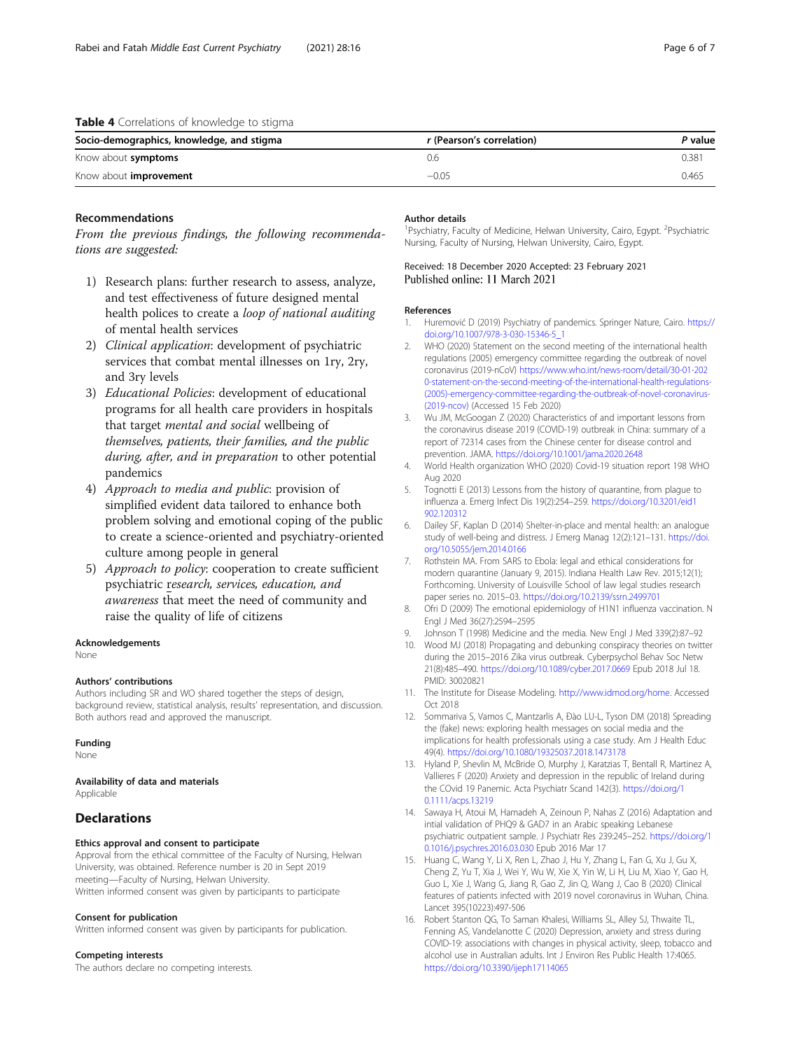**Table 4** Correlations of knowledge to stigma

| Socio-demographics, knowledge, and stigma | r (Pearson's correlation) | P value |
|---|---|---|
| Know about **symptoms** | 0.6 | 0.381 |
| Know about **improvement** | −0.05 | 0.465 |

## Recommendations

*From the previous findings, the following recommendations are suggested:*

1) Research plans: further research to assess, analyze, and test effectiveness of future designed mental health polices to create a *loop of national auditing* of mental health services
2) *Clinical application*: development of psychiatric services that combat mental illnesses on 1ry, 2ry, and 3ry levels
3) *Educational Policies*: development of educational programs for all health care providers in hospitals that target *mental and social* wellbeing of *themselves, patients, their families, and the public during, after, and in preparation* to other potential pandemics
4) *Approach to media and public*: provision of simplified evident data tailored to enhance both problem solving and emotional coping of the public to create a science-oriented and psychiatry-oriented culture among people in general
5) *Approach to policy*: cooperation to create sufficient psychiatric *research, services, education, and awareness* that meet the need of community and raise the quality of life of citizens

### Acknowledgements
None

### Authors' contributions
Authors including SR and WO shared together the steps of design, background review, statistical analysis, results' representation, and discussion. Both authors read and approved the manuscript.

### Funding
None

### Availability of data and materials
Applicable

## Declarations

### Ethics approval and consent to participate
Approval from the ethical committee of the Faculty of Nursing, Helwan University, was obtained. Reference number is 20 in Sept 2019 meeting—Faculty of Nursing, Helwan University.
Written informed consent was given by participants to participate

### Consent for publication
Written informed consent was given by participants for publication.

### Competing interests
The authors declare no competing interests.

### Author details
[1]Psychiatry, Faculty of Medicine, Helwan University, Cairo, Egypt. [2]Psychiatric Nursing, Faculty of Nursing, Helwan University, Cairo, Egypt.

Received: 18 December 2020 Accepted: 23 February 2021
Published online: 11 March 2021

### References

1. Huremović D (2019) Psychiatry of pandemics. Springer Nature, Cairo. https://doi.org/10.1007/978-3-030-15346-5_1
2. WHO (2020) Statement on the second meeting of the international health regulations (2005) emergency committee regarding the outbreak of novel coronavirus (2019-nCoV) https://www.who.int/news-room/detail/30-01-2020-statement-on-the-second-meeting-of-the-international-health-regulations-(2005)-emergency-committee-regarding-the-outbreak-of-novel-coronavirus-(2019-ncov) (Accessed 15 Feb 2020)
3. Wu JM, McGoogan Z (2020) Characteristics of and important lessons from the coronavirus disease 2019 (COVID-19) outbreak in China: summary of a report of 72314 cases from the Chinese center for disease control and prevention. JAMA. https://doi.org/10.1001/jama.2020.2648
4. World Health organization WHO (2020) Covid-19 situation report 198 WHO Aug 2020
5. Tognotti E (2013) Lessons from the history of quarantine, from plague to influenza a. Emerg Infect Dis 19(2):254–259. https://doi.org/10.3201/eid1902.120312
6. Dailey SF, Kaplan D (2014) Shelter-in-place and mental health: an analogue study of well-being and distress. J Emerg Manag 12(2):121–131. https://doi.org/10.5055/jem.2014.0166
7. Rothstein MA. From SARS to Ebola: legal and ethical considerations for modern quarantine (January 9, 2015). Indiana Health Law Rev. 2015;12(1); Forthcoming. University of Louisville School of law legal studies research paper series no. 2015–03. https://doi.org/10.2139/ssrn.2499701
8. Ofri D (2009) The emotional epidemiology of H1N1 influenza vaccination. N Engl J Med 36(27):2594–2595
9. Johnson T (1998) Medicine and the media. New Engl J Med 339(2):87–92
10. Wood MJ (2018) Propagating and debunking conspiracy theories on twitter during the 2015–2016 Zika virus outbreak. Cyberpsychol Behav Soc Netw 21(8):485–490. https://doi.org/10.1089/cyber.2017.0669 Epub 2018 Jul 18. PMID: 30020821
11. The Institute for Disease Modeling. http://www.idmod.org/home. Accessed Oct 2018
12. Sommariva S, Vamos C, Mantzarlis A, Đào LU-L, Tyson DM (2018) Spreading the (fake) news: exploring health messages on social media and the implications for health professionals using a case study. Am J Health Educ 49(4). https://doi.org/10.1080/19325037.2018.1473178
13. Hyland P, Shevlin M, McBride O, Murphy J, Karatzias T, Bentall R, Martinez A, Vallieres F (2020) Anxiety and depression in the republic of Ireland during the COvid 19 Panemic. Acta Psychiatr Scand 142(3). https://doi.org/10.1111/acps.13219
14. Sawaya H, Atoui M, Hamadeh A, Zeinoun P, Nahas Z (2016) Adaptation and intial validation of PHQ9 & GAD7 in an Arabic speaking Lebanese psychiatric outpatient sample. J Psychiatr Res 239:245–252. https://doi.org/10.1016/j.psychres.2016.03.030 Epub 2016 Mar 17
15. Huang C, Wang Y, Li X, Ren L, Zhao J, Hu Y, Zhang L, Fan G, Xu J, Gu X, Cheng Z, Yu T, Xia J, Wei Y, Wu W, Xie X, Yin W, Li H, Liu M, Xiao Y, Gao H, Guo L, Xie J, Wang G, Jiang R, Gao Z, Jin Q, Wang J, Cao B (2020) Clinical features of patients infected with 2019 novel coronavirus in Wuhan, China. Lancet 395(10223):497-506
16. Robert Stanton QG, To Saman Khalesi, Williams SL, Alley SJ, Thwaite TL, Fenning AS, Vandelanotte C (2020) Depression, anxiety and stress during COVID-19: associations with changes in physical activity, sleep, tobacco and alcohol use in Australian adults. Int J Environ Res Public Health 17:4065. https://doi.org/10.3390/ijeph17114065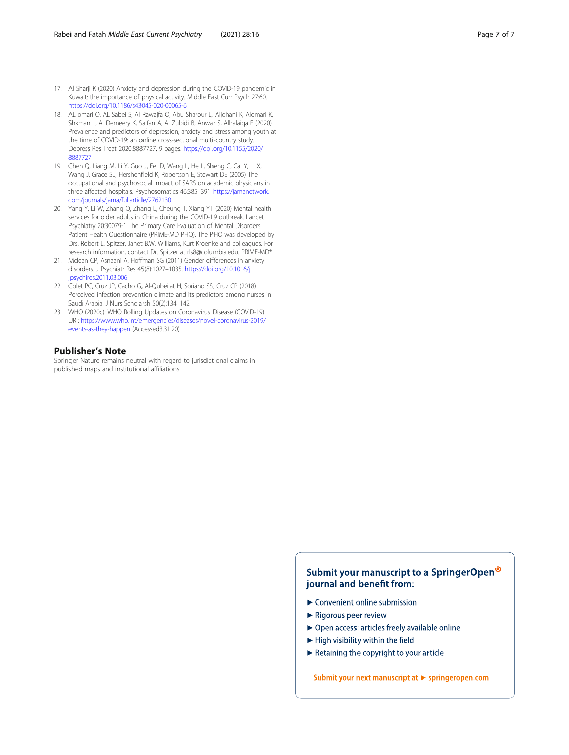17. Al Sharji K (2020) Anxiety and depression during the COVID-19 pandemic in Kuwait: the importance of physical activity. Middle East Curr Psych 27:60. https://doi.org/10.1186/s43045-020-00065-6
18. AL omari O, AL Sabei S, Al Rawajfa O, Abu Sharour L, Aljohani K, Alomari K, Shkman L, Al Demeery K, Saifan A, Al Zubidi B, Anwar S, Alhalaiqa F (2020) Prevalence and predictors of depression, anxiety and stress among youth at the time of COVID-19: an online cross-sectional multi-country study. Depress Res Treat 2020:8887727. 9 pages. https://doi.org/10.1155/2020/8887727
19. Chen Q, Liang M, Li Y, Guo J, Fei D, Wang L, He L, Sheng C, Cai Y, Li X, Wang J, Grace SL, Hershenfield K, Robertson E, Stewart DE (2005) The occupational and psychosocial impact of SARS on academic physicians in three affected hospitals. Psychosomatics 46:385–391 https://jamanetwork.com/journals/jama/fullarticle/2762130
20. Yang Y, Li W, Zhang Q, Zhang L, Cheung T, Xiang YT (2020) Mental health services for older adults in China during the COVID-19 outbreak. Lancet Psychiatry 20:30079-1 The Primary Care Evaluation of Mental Disorders Patient Health Questionnaire (PRIME-MD PHQ). The PHQ was developed by Drs. Robert L. Spitzer, Janet B.W. Williams, Kurt Kroenke and colleagues. For research information, contact Dr. Spitzer at rls8@columbia.edu. PRIME-MD®
21. Mclean CP, Asnaani A, Hoffman SG (2011) Gender differences in anxiety disorders. J Psychiatr Res 45(8):1027–1035. https://doi.org/10.1016/j.jpsychires.2011.03.006
22. Colet PC, Cruz JP, Cacho G, Al-Qubeilat H, Soriano SS, Cruz CP (2018) Perceived infection prevention climate and its predictors among nurses in Saudi Arabia. J Nurs Scholarsh 50(2):134–142
23. WHO (2020c): WHO Rolling Updates on Coronavirus Disease (COVID-19). URl: https://www.who.int/emergencies/diseases/novel-coronavirus-2019/events-as-they-happen (Accessed3.31.20)

## Publisher's Note

Springer Nature remains neutral with regard to jurisdictional claims in published maps and institutional affiliations.

**Submit your manuscript to a SpringerOpen journal and benefit from:**

- ► Convenient online submission
- ► Rigorous peer review
- ► Open access: articles freely available online
- ► High visibility within the field
- ► Retaining the copyright to your article

**Submit your next manuscript at ► springeropen.com**